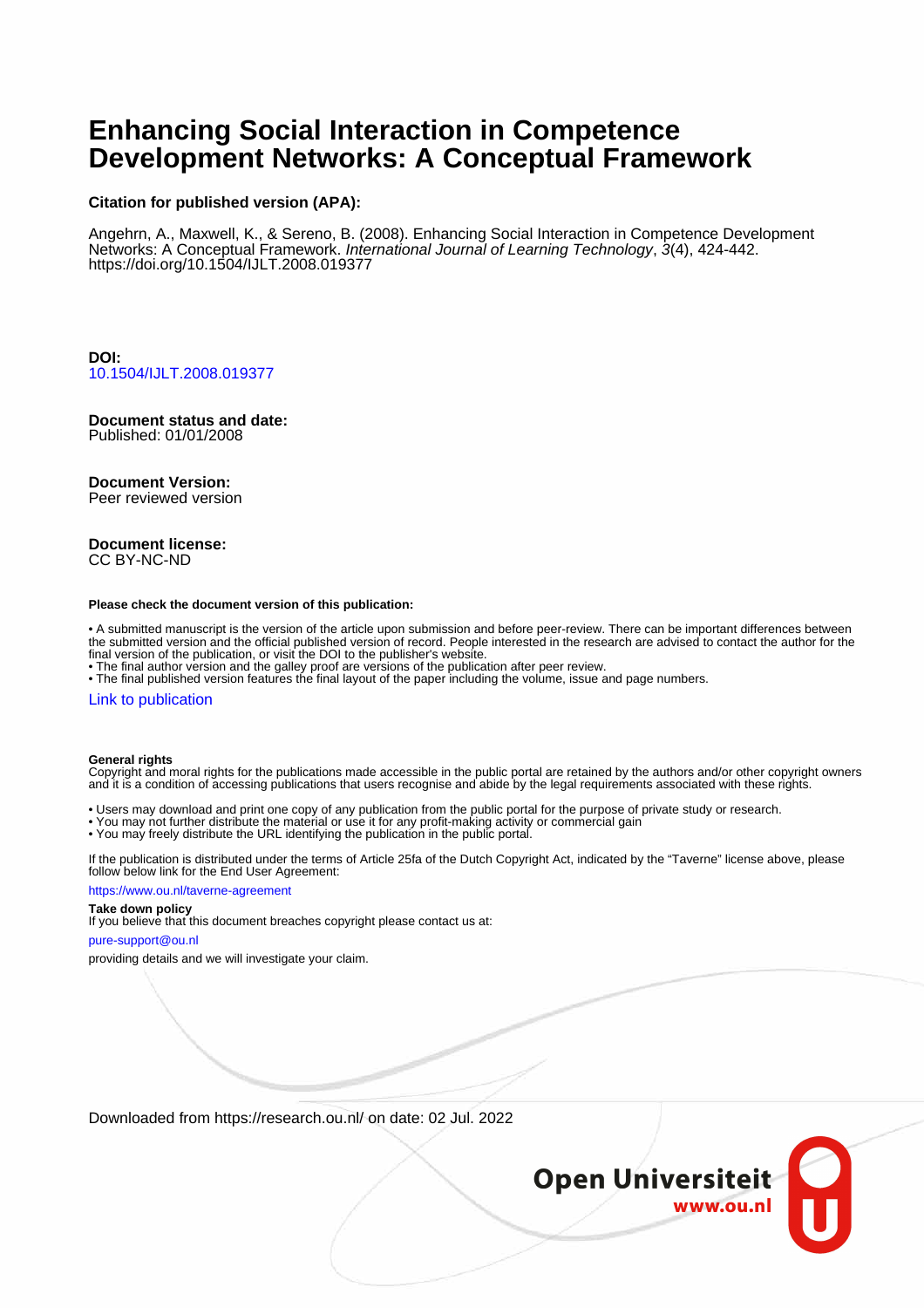# Enhancing Social Interaction in Competence Development Networks: A Conceptual Framework

**Citation for published version (APA):**

Angehrn, A., Maxwell, K., & Sereno, B. (2008). Enhancing Social Interaction in Competence Development Networks: A Conceptual Framework. *International Journal of Learning Technology*, *3*(4), 424-442. https://doi.org/10.1504/IJLT.2008.019377

**DOI:**
10.1504/IJLT.2008.019377

**Document status and date:**
Published: 01/01/2008

**Document Version:**
Peer reviewed version

**Document license:**
CC BY-NC-ND

**Please check the document version of this publication:**

• A submitted manuscript is the version of the article upon submission and before peer-review. There can be important differences between the submitted version and the official published version of record. People interested in the research are advised to contact the author for the final version of the publication, or visit the DOI to the publisher's website.
• The final author version and the galley proof are versions of the publication after peer review.
• The final published version features the final layout of the paper including the volume, issue and page numbers.

Link to publication

**General rights**
Copyright and moral rights for the publications made accessible in the public portal are retained by the authors and/or other copyright owners and it is a condition of accessing publications that users recognise and abide by the legal requirements associated with these rights.

• Users may download and print one copy of any publication from the public portal for the purpose of private study or research.
• You may not further distribute the material or use it for any profit-making activity or commercial gain
• You may freely distribute the URL identifying the publication in the public portal.

If the publication is distributed under the terms of Article 25fa of the Dutch Copyright Act, indicated by the "Taverne" license above, please follow below link for the End User Agreement:

https://www.ou.nl/taverne-agreement

**Take down policy**
If you believe that this document breaches copyright please contact us at:

pure-support@ou.nl

providing details and we will investigate your claim.

Downloaded from https://research.ou.nl/ on date: 02 Jul. 2022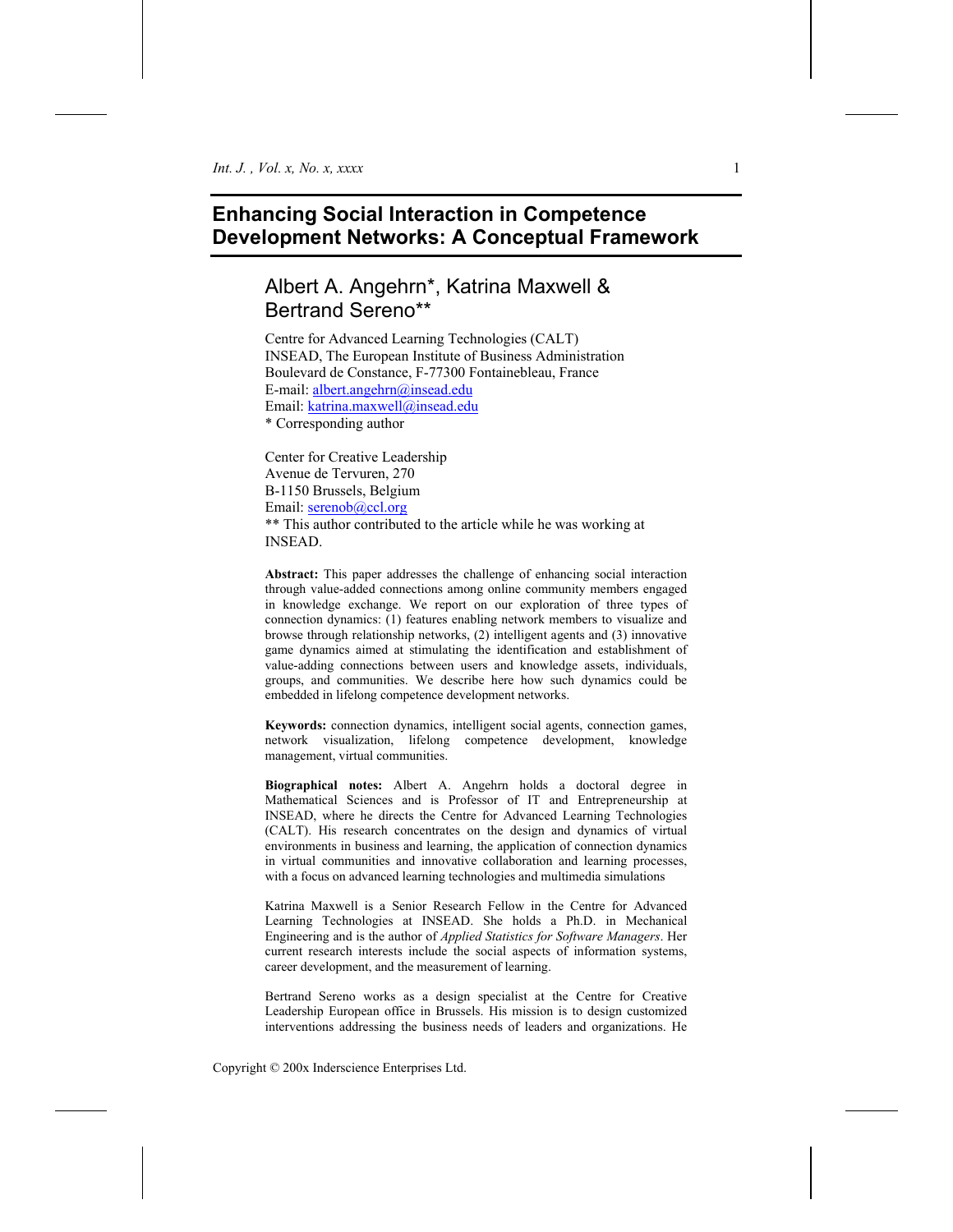# Enhancing Social Interaction in Competence Development Networks: A Conceptual Framework

## Albert A. Angehrn*, Katrina Maxwell & Bertrand Sereno**

Centre for Advanced Learning Technologies (CALT)
INSEAD, The European Institute of Business Administration
Boulevard de Constance, F-77300 Fontainebleau, France
E-mail: albert.angehrn@insead.edu
Email: katrina.maxwell@insead.edu
* Corresponding author

Center for Creative Leadership
Avenue de Tervuren, 270
B-1150 Brussels, Belgium
Email: serenob@ccl.org
** This author contributed to the article while he was working at INSEAD.

**Abstract:** This paper addresses the challenge of enhancing social interaction through value-added connections among online community members engaged in knowledge exchange. We report on our exploration of three types of connection dynamics: (1) features enabling network members to visualize and browse through relationship networks, (2) intelligent agents and (3) innovative game dynamics aimed at stimulating the identification and establishment of value-adding connections between users and knowledge assets, individuals, groups, and communities. We describe here how such dynamics could be embedded in lifelong competence development networks.

**Keywords:** connection dynamics, intelligent social agents, connection games, network visualization, lifelong competence development, knowledge management, virtual communities.

**Biographical notes:** Albert A. Angehrn holds a doctoral degree in Mathematical Sciences and is Professor of IT and Entrepreneurship at INSEAD, where he directs the Centre for Advanced Learning Technologies (CALT). His research concentrates on the design and dynamics of virtual environments in business and learning, the application of connection dynamics in virtual communities and innovative collaboration and learning processes, with a focus on advanced learning technologies and multimedia simulations

Katrina Maxwell is a Senior Research Fellow in the Centre for Advanced Learning Technologies at INSEAD. She holds a Ph.D. in Mechanical Engineering and is the author of *Applied Statistics for Software Managers*. Her current research interests include the social aspects of information systems, career development, and the measurement of learning.

Bertrand Sereno works as a design specialist at the Centre for Creative Leadership European office in Brussels. His mission is to design customized interventions addressing the business needs of leaders and organizations. He

Copyright © 200x Inderscience Enterprises Ltd.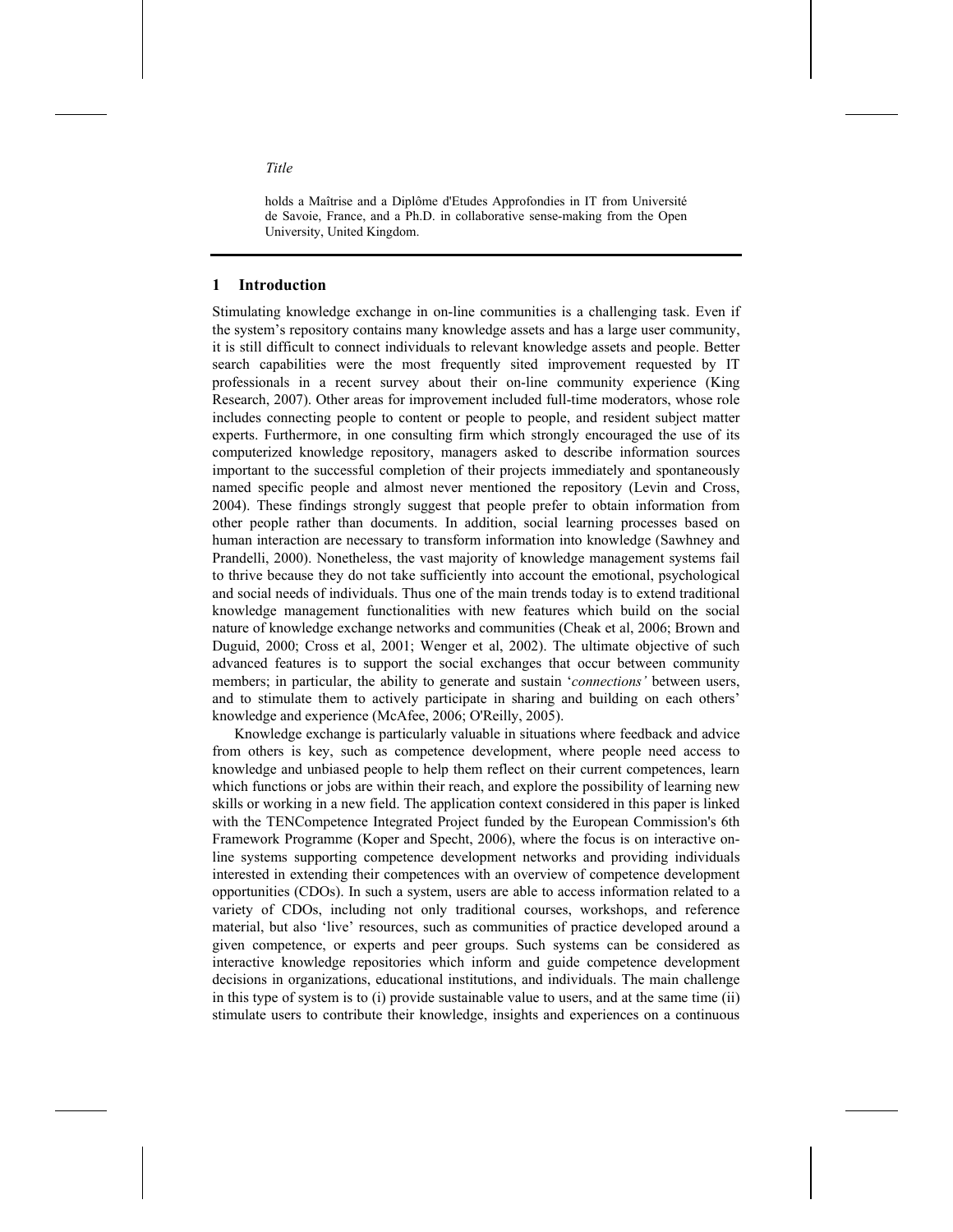holds a Maîtrise and a Diplôme d'Etudes Approfondies in IT from Université de Savoie, France, and a Ph.D. in collaborative sense-making from the Open University, United Kingdom.

## 1 Introduction

Stimulating knowledge exchange in on-line communities is a challenging task. Even if the system's repository contains many knowledge assets and has a large user community, it is still difficult to connect individuals to relevant knowledge assets and people. Better search capabilities were the most frequently sited improvement requested by IT professionals in a recent survey about their on-line community experience (King Research, 2007). Other areas for improvement included full-time moderators, whose role includes connecting people to content or people to people, and resident subject matter experts. Furthermore, in one consulting firm which strongly encouraged the use of its computerized knowledge repository, managers asked to describe information sources important to the successful completion of their projects immediately and spontaneously named specific people and almost never mentioned the repository (Levin and Cross, 2004). These findings strongly suggest that people prefer to obtain information from other people rather than documents. In addition, social learning processes based on human interaction are necessary to transform information into knowledge (Sawhney and Prandelli, 2000). Nonetheless, the vast majority of knowledge management systems fail to thrive because they do not take sufficiently into account the emotional, psychological and social needs of individuals. Thus one of the main trends today is to extend traditional knowledge management functionalities with new features which build on the social nature of knowledge exchange networks and communities (Cheak et al, 2006; Brown and Duguid, 2000; Cross et al, 2001; Wenger et al, 2002). The ultimate objective of such advanced features is to support the social exchanges that occur between community members; in particular, the ability to generate and sustain '*connections'* between users, and to stimulate them to actively participate in sharing and building on each others' knowledge and experience (McAfee, 2006; O'Reilly, 2005).

Knowledge exchange is particularly valuable in situations where feedback and advice from others is key, such as competence development, where people need access to knowledge and unbiased people to help them reflect on their current competences, learn which functions or jobs are within their reach, and explore the possibility of learning new skills or working in a new field. The application context considered in this paper is linked with the TENCompetence Integrated Project funded by the European Commission's 6th Framework Programme (Koper and Specht, 2006), where the focus is on interactive on-line systems supporting competence development networks and providing individuals interested in extending their competences with an overview of competence development opportunities (CDOs). In such a system, users are able to access information related to a variety of CDOs, including not only traditional courses, workshops, and reference material, but also 'live' resources, such as communities of practice developed around a given competence, or experts and peer groups. Such systems can be considered as interactive knowledge repositories which inform and guide competence development decisions in organizations, educational institutions, and individuals. The main challenge in this type of system is to (i) provide sustainable value to users, and at the same time (ii) stimulate users to contribute their knowledge, insights and experiences on a continuous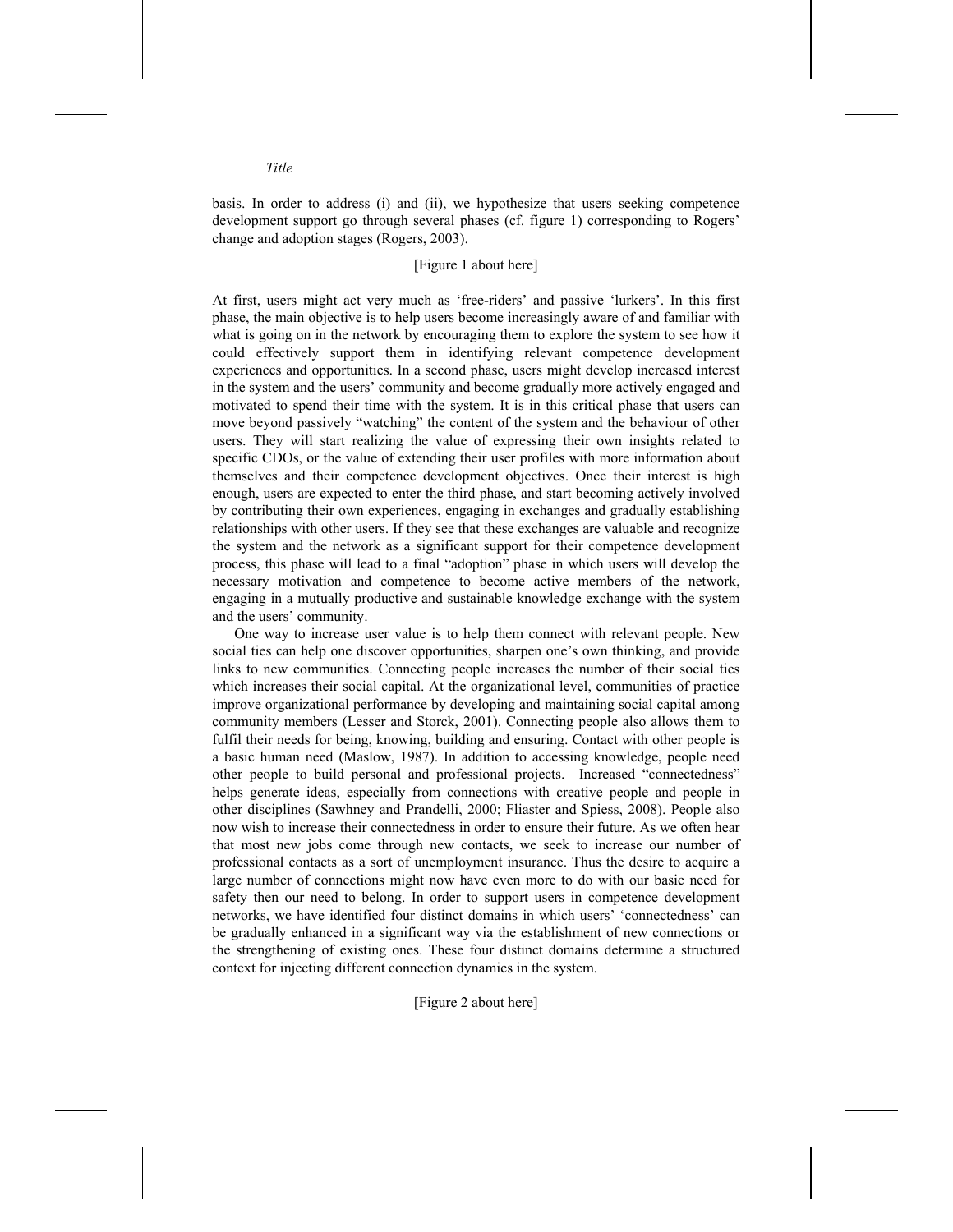basis. In order to address (i) and (ii), we hypothesize that users seeking competence development support go through several phases (cf. figure 1) corresponding to Rogers' change and adoption stages (Rogers, 2003).

[Figure 1 about here]

At first, users might act very much as 'free-riders' and passive 'lurkers'. In this first phase, the main objective is to help users become increasingly aware of and familiar with what is going on in the network by encouraging them to explore the system to see how it could effectively support them in identifying relevant competence development experiences and opportunities. In a second phase, users might develop increased interest in the system and the users' community and become gradually more actively engaged and motivated to spend their time with the system. It is in this critical phase that users can move beyond passively "watching" the content of the system and the behaviour of other users. They will start realizing the value of expressing their own insights related to specific CDOs, or the value of extending their user profiles with more information about themselves and their competence development objectives. Once their interest is high enough, users are expected to enter the third phase, and start becoming actively involved by contributing their own experiences, engaging in exchanges and gradually establishing relationships with other users. If they see that these exchanges are valuable and recognize the system and the network as a significant support for their competence development process, this phase will lead to a final "adoption" phase in which users will develop the necessary motivation and competence to become active members of the network, engaging in a mutually productive and sustainable knowledge exchange with the system and the users' community.

One way to increase user value is to help them connect with relevant people. New social ties can help one discover opportunities, sharpen one's own thinking, and provide links to new communities. Connecting people increases the number of their social ties which increases their social capital. At the organizational level, communities of practice improve organizational performance by developing and maintaining social capital among community members (Lesser and Storck, 2001). Connecting people also allows them to fulfil their needs for being, knowing, building and ensuring. Contact with other people is a basic human need (Maslow, 1987). In addition to accessing knowledge, people need other people to build personal and professional projects. Increased "connectedness" helps generate ideas, especially from connections with creative people and people in other disciplines (Sawhney and Prandelli, 2000; Fliaster and Spiess, 2008). People also now wish to increase their connectedness in order to ensure their future. As we often hear that most new jobs come through new contacts, we seek to increase our number of professional contacts as a sort of unemployment insurance. Thus the desire to acquire a large number of connections might now have even more to do with our basic need for safety then our need to belong. In order to support users in competence development networks, we have identified four distinct domains in which users' 'connectedness' can be gradually enhanced in a significant way via the establishment of new connections or the strengthening of existing ones. These four distinct domains determine a structured context for injecting different connection dynamics in the system.

[Figure 2 about here]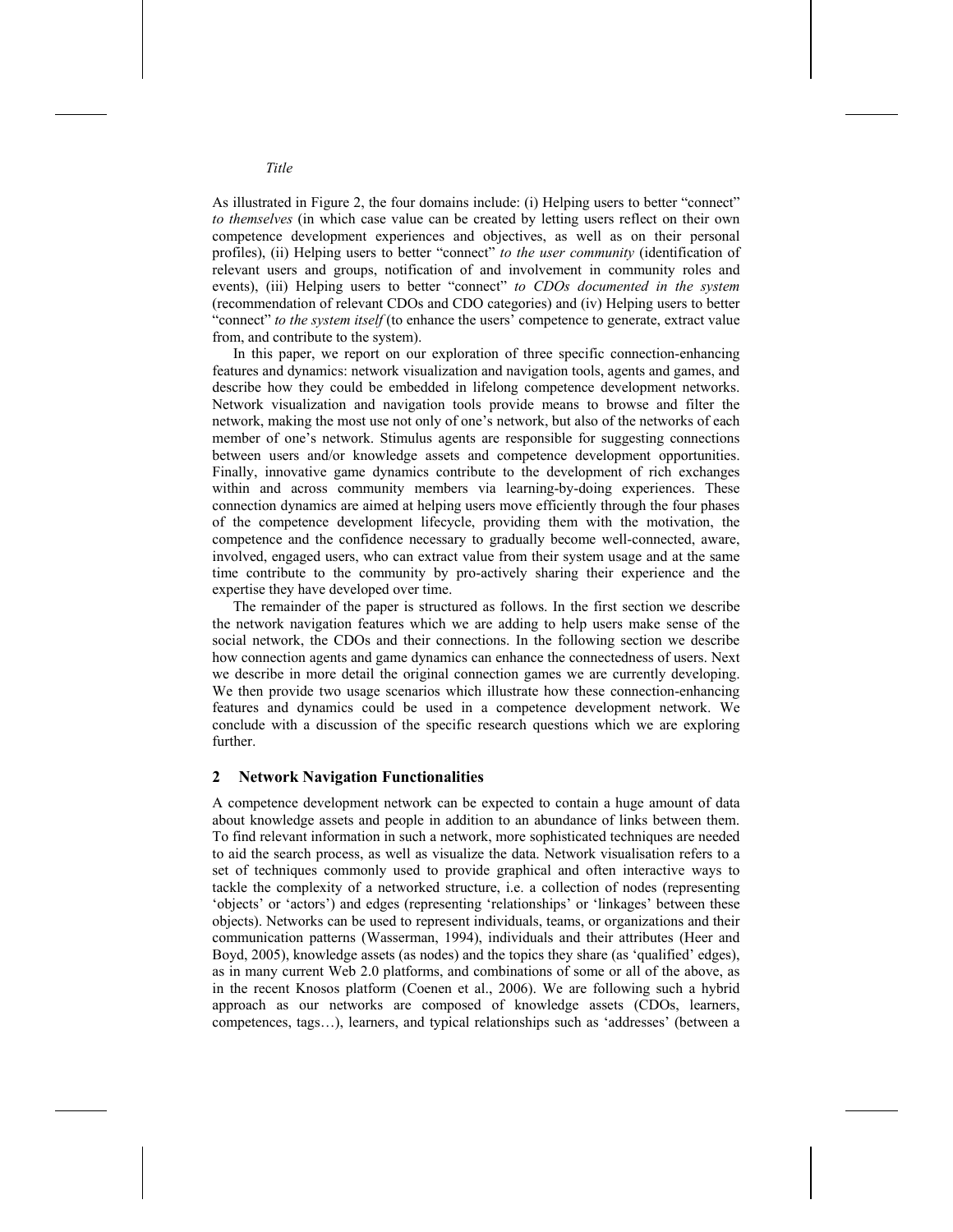As illustrated in Figure 2, the four domains include: (i) Helping users to better "connect" *to themselves* (in which case value can be created by letting users reflect on their own competence development experiences and objectives, as well as on their personal profiles), (ii) Helping users to better "connect" *to the user community* (identification of relevant users and groups, notification of and involvement in community roles and events), (iii) Helping users to better "connect" *to CDOs documented in the system* (recommendation of relevant CDOs and CDO categories) and (iv) Helping users to better "connect" *to the system itself* (to enhance the users' competence to generate, extract value from, and contribute to the system).

In this paper, we report on our exploration of three specific connection-enhancing features and dynamics: network visualization and navigation tools, agents and games, and describe how they could be embedded in lifelong competence development networks. Network visualization and navigation tools provide means to browse and filter the network, making the most use not only of one's network, but also of the networks of each member of one's network. Stimulus agents are responsible for suggesting connections between users and/or knowledge assets and competence development opportunities. Finally, innovative game dynamics contribute to the development of rich exchanges within and across community members via learning-by-doing experiences. These connection dynamics are aimed at helping users move efficiently through the four phases of the competence development lifecycle, providing them with the motivation, the competence and the confidence necessary to gradually become well-connected, aware, involved, engaged users, who can extract value from their system usage and at the same time contribute to the community by pro-actively sharing their experience and the expertise they have developed over time.

The remainder of the paper is structured as follows. In the first section we describe the network navigation features which we are adding to help users make sense of the social network, the CDOs and their connections. In the following section we describe how connection agents and game dynamics can enhance the connectedness of users. Next we describe in more detail the original connection games we are currently developing. We then provide two usage scenarios which illustrate how these connection-enhancing features and dynamics could be used in a competence development network. We conclude with a discussion of the specific research questions which we are exploring further.

## 2 Network Navigation Functionalities

A competence development network can be expected to contain a huge amount of data about knowledge assets and people in addition to an abundance of links between them. To find relevant information in such a network, more sophisticated techniques are needed to aid the search process, as well as visualize the data. Network visualisation refers to a set of techniques commonly used to provide graphical and often interactive ways to tackle the complexity of a networked structure, i.e. a collection of nodes (representing 'objects' or 'actors') and edges (representing 'relationships' or 'linkages' between these objects). Networks can be used to represent individuals, teams, or organizations and their communication patterns (Wasserman, 1994), individuals and their attributes (Heer and Boyd, 2005), knowledge assets (as nodes) and the topics they share (as 'qualified' edges), as in many current Web 2.0 platforms, and combinations of some or all of the above, as in the recent Knosos platform (Coenen et al., 2006). We are following such a hybrid approach as our networks are composed of knowledge assets (CDOs, learners, competences, tags…), learners, and typical relationships such as 'addresses' (between a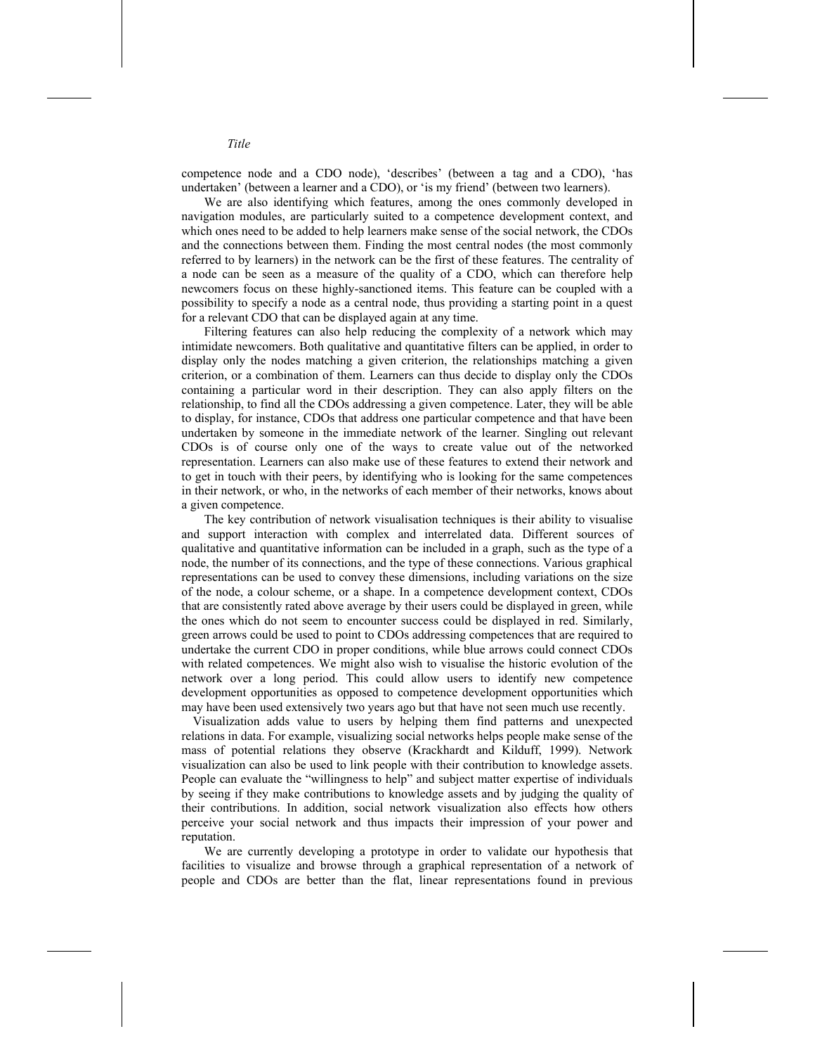competence node and a CDO node), 'describes' (between a tag and a CDO), 'has undertaken' (between a learner and a CDO), or 'is my friend' (between two learners).

We are also identifying which features, among the ones commonly developed in navigation modules, are particularly suited to a competence development context, and which ones need to be added to help learners make sense of the social network, the CDOs and the connections between them. Finding the most central nodes (the most commonly referred to by learners) in the network can be the first of these features. The centrality of a node can be seen as a measure of the quality of a CDO, which can therefore help newcomers focus on these highly-sanctioned items. This feature can be coupled with a possibility to specify a node as a central node, thus providing a starting point in a quest for a relevant CDO that can be displayed again at any time.

Filtering features can also help reducing the complexity of a network which may intimidate newcomers. Both qualitative and quantitative filters can be applied, in order to display only the nodes matching a given criterion, the relationships matching a given criterion, or a combination of them. Learners can thus decide to display only the CDOs containing a particular word in their description. They can also apply filters on the relationship, to find all the CDOs addressing a given competence. Later, they will be able to display, for instance, CDOs that address one particular competence and that have been undertaken by someone in the immediate network of the learner. Singling out relevant CDOs is of course only one of the ways to create value out of the networked representation. Learners can also make use of these features to extend their network and to get in touch with their peers, by identifying who is looking for the same competences in their network, or who, in the networks of each member of their networks, knows about a given competence.

The key contribution of network visualisation techniques is their ability to visualise and support interaction with complex and interrelated data. Different sources of qualitative and quantitative information can be included in a graph, such as the type of a node, the number of its connections, and the type of these connections. Various graphical representations can be used to convey these dimensions, including variations on the size of the node, a colour scheme, or a shape. In a competence development context, CDOs that are consistently rated above average by their users could be displayed in green, while the ones which do not seem to encounter success could be displayed in red. Similarly, green arrows could be used to point to CDOs addressing competences that are required to undertake the current CDO in proper conditions, while blue arrows could connect CDOs with related competences. We might also wish to visualise the historic evolution of the network over a long period. This could allow users to identify new competence development opportunities as opposed to competence development opportunities which may have been used extensively two years ago but that have not seen much use recently.

Visualization adds value to users by helping them find patterns and unexpected relations in data. For example, visualizing social networks helps people make sense of the mass of potential relations they observe (Krackhardt and Kilduff, 1999). Network visualization can also be used to link people with their contribution to knowledge assets. People can evaluate the "willingness to help" and subject matter expertise of individuals by seeing if they make contributions to knowledge assets and by judging the quality of their contributions. In addition, social network visualization also effects how others perceive your social network and thus impacts their impression of your power and reputation.

We are currently developing a prototype in order to validate our hypothesis that facilities to visualize and browse through a graphical representation of a network of people and CDOs are better than the flat, linear representations found in previous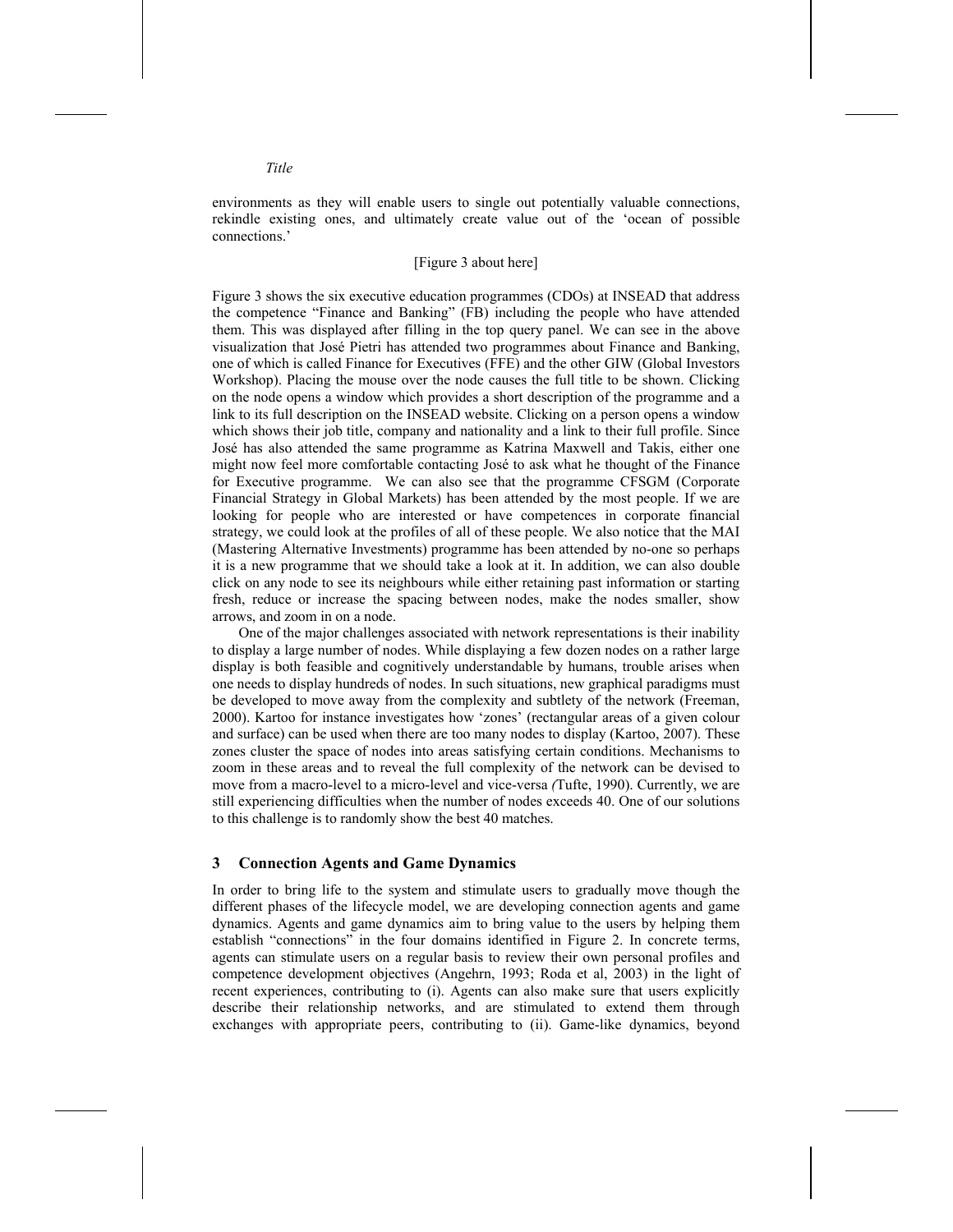environments as they will enable users to single out potentially valuable connections, rekindle existing ones, and ultimately create value out of the 'ocean of possible connections.'

[Figure 3 about here]

Figure 3 shows the six executive education programmes (CDOs) at INSEAD that address the competence "Finance and Banking" (FB) including the people who have attended them. This was displayed after filling in the top query panel. We can see in the above visualization that José Pietri has attended two programmes about Finance and Banking, one of which is called Finance for Executives (FFE) and the other GIW (Global Investors Workshop). Placing the mouse over the node causes the full title to be shown. Clicking on the node opens a window which provides a short description of the programme and a link to its full description on the INSEAD website. Clicking on a person opens a window which shows their job title, company and nationality and a link to their full profile. Since José has also attended the same programme as Katrina Maxwell and Takis, either one might now feel more comfortable contacting José to ask what he thought of the Finance for Executive programme. We can also see that the programme CFSGM (Corporate Financial Strategy in Global Markets) has been attended by the most people. If we are looking for people who are interested or have competences in corporate financial strategy, we could look at the profiles of all of these people. We also notice that the MAI (Mastering Alternative Investments) programme has been attended by no-one so perhaps it is a new programme that we should take a look at it. In addition, we can also double click on any node to see its neighbours while either retaining past information or starting fresh, reduce or increase the spacing between nodes, make the nodes smaller, show arrows, and zoom in on a node.

One of the major challenges associated with network representations is their inability to display a large number of nodes. While displaying a few dozen nodes on a rather large display is both feasible and cognitively understandable by humans, trouble arises when one needs to display hundreds of nodes. In such situations, new graphical paradigms must be developed to move away from the complexity and subtlety of the network (Freeman, 2000). Kartoo for instance investigates how 'zones' (rectangular areas of a given colour and surface) can be used when there are too many nodes to display (Kartoo, 2007). These zones cluster the space of nodes into areas satisfying certain conditions. Mechanisms to zoom in these areas and to reveal the full complexity of the network can be devised to move from a macro-level to a micro-level and vice-versa (Tufte, 1990). Currently, we are still experiencing difficulties when the number of nodes exceeds 40. One of our solutions to this challenge is to randomly show the best 40 matches.

## 3 Connection Agents and Game Dynamics

In order to bring life to the system and stimulate users to gradually move though the different phases of the lifecycle model, we are developing connection agents and game dynamics. Agents and game dynamics aim to bring value to the users by helping them establish "connections" in the four domains identified in Figure 2. In concrete terms, agents can stimulate users on a regular basis to review their own personal profiles and competence development objectives (Angehrn, 1993; Roda et al, 2003) in the light of recent experiences, contributing to (i). Agents can also make sure that users explicitly describe their relationship networks, and are stimulated to extend them through exchanges with appropriate peers, contributing to (ii). Game-like dynamics, beyond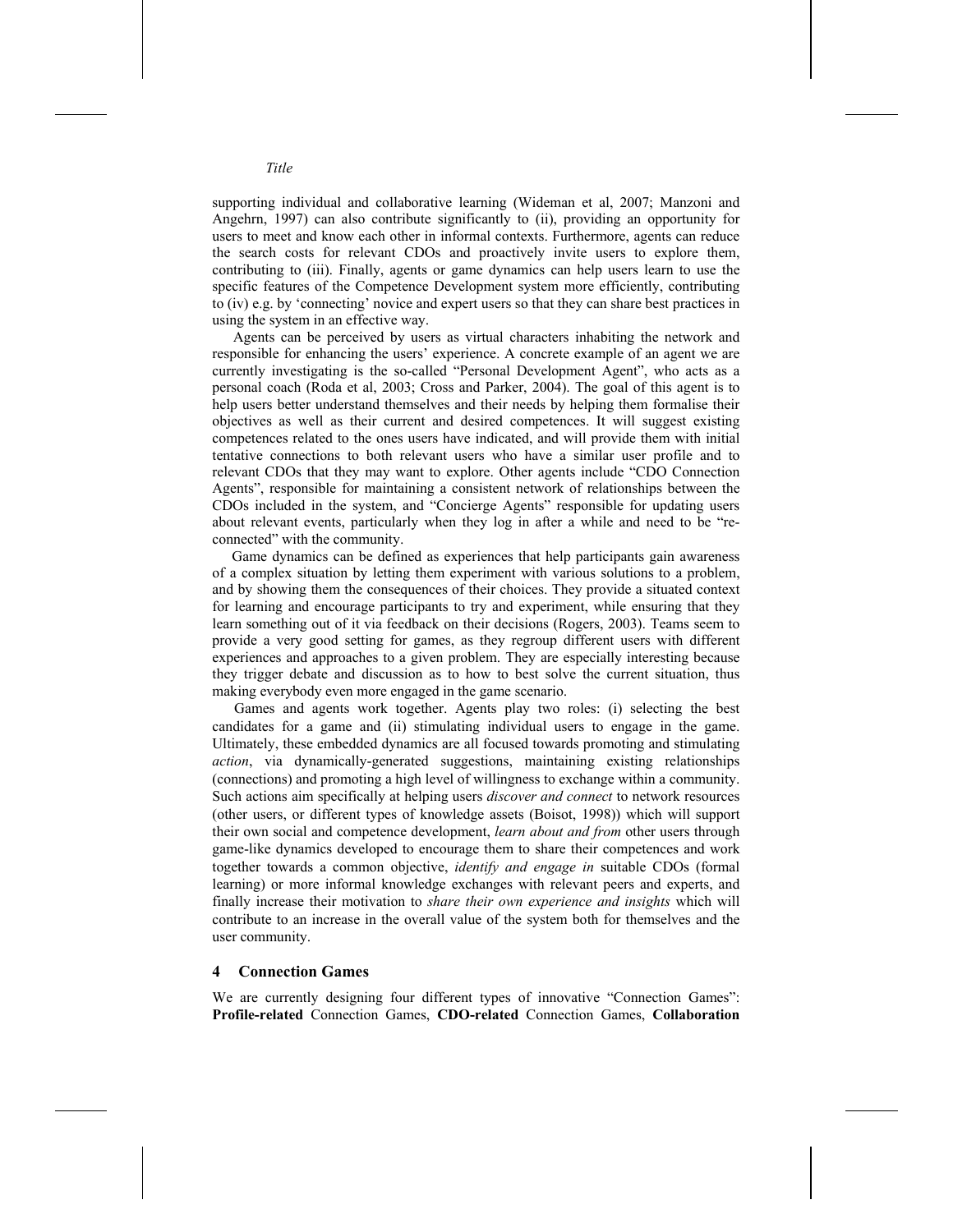supporting individual and collaborative learning (Wideman et al, 2007; Manzoni and Angehrn, 1997) can also contribute significantly to (ii), providing an opportunity for users to meet and know each other in informal contexts. Furthermore, agents can reduce the search costs for relevant CDOs and proactively invite users to explore them, contributing to (iii). Finally, agents or game dynamics can help users learn to use the specific features of the Competence Development system more efficiently, contributing to (iv) e.g. by 'connecting' novice and expert users so that they can share best practices in using the system in an effective way.

Agents can be perceived by users as virtual characters inhabiting the network and responsible for enhancing the users' experience. A concrete example of an agent we are currently investigating is the so-called "Personal Development Agent", who acts as a personal coach (Roda et al, 2003; Cross and Parker, 2004). The goal of this agent is to help users better understand themselves and their needs by helping them formalise their objectives as well as their current and desired competences. It will suggest existing competences related to the ones users have indicated, and will provide them with initial tentative connections to both relevant users who have a similar user profile and to relevant CDOs that they may want to explore. Other agents include "CDO Connection Agents", responsible for maintaining a consistent network of relationships between the CDOs included in the system, and "Concierge Agents" responsible for updating users about relevant events, particularly when they log in after a while and need to be "re-connected" with the community.

Game dynamics can be defined as experiences that help participants gain awareness of a complex situation by letting them experiment with various solutions to a problem, and by showing them the consequences of their choices. They provide a situated context for learning and encourage participants to try and experiment, while ensuring that they learn something out of it via feedback on their decisions (Rogers, 2003). Teams seem to provide a very good setting for games, as they regroup different users with different experiences and approaches to a given problem. They are especially interesting because they trigger debate and discussion as to how to best solve the current situation, thus making everybody even more engaged in the game scenario.

Games and agents work together. Agents play two roles: (i) selecting the best candidates for a game and (ii) stimulating individual users to engage in the game. Ultimately, these embedded dynamics are all focused towards promoting and stimulating *action*, via dynamically-generated suggestions, maintaining existing relationships (connections) and promoting a high level of willingness to exchange within a community. Such actions aim specifically at helping users *discover and connect* to network resources (other users, or different types of knowledge assets (Boisot, 1998)) which will support their own social and competence development, *learn about and from* other users through game-like dynamics developed to encourage them to share their competences and work together towards a common objective, *identify and engage in* suitable CDOs (formal learning) or more informal knowledge exchanges with relevant peers and experts, and finally increase their motivation to *share their own experience and insights* which will contribute to an increase in the overall value of the system both for themselves and the user community.

## 4 Connection Games

We are currently designing four different types of innovative "Connection Games": **Profile-related** Connection Games, **CDO-related** Connection Games, **Collaboration**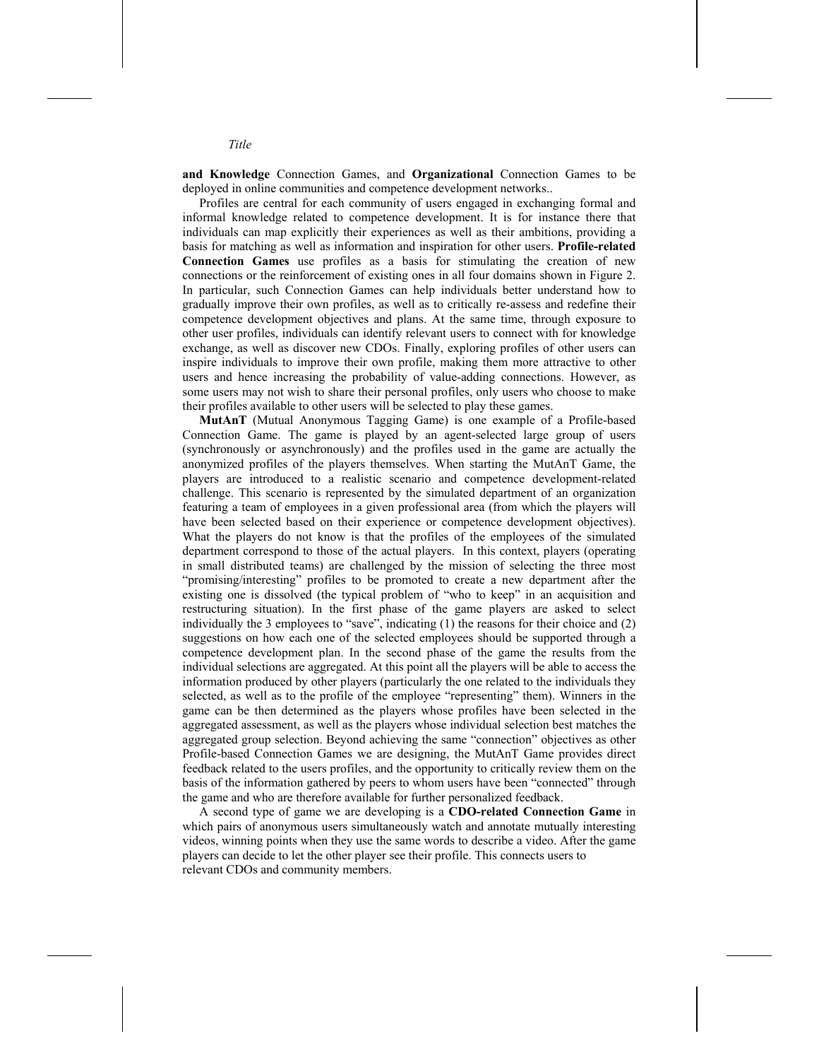**and Knowledge** Connection Games, and **Organizational** Connection Games to be deployed in online communities and competence development networks..

Profiles are central for each community of users engaged in exchanging formal and informal knowledge related to competence development. It is for instance there that individuals can map explicitly their experiences as well as their ambitions, providing a basis for matching as well as information and inspiration for other users. **Profile-related Connection Games** use profiles as a basis for stimulating the creation of new connections or the reinforcement of existing ones in all four domains shown in Figure 2. In particular, such Connection Games can help individuals better understand how to gradually improve their own profiles, as well as to critically re-assess and redefine their competence development objectives and plans. At the same time, through exposure to other user profiles, individuals can identify relevant users to connect with for knowledge exchange, as well as discover new CDOs. Finally, exploring profiles of other users can inspire individuals to improve their own profile, making them more attractive to other users and hence increasing the probability of value-adding connections. However, as some users may not wish to share their personal profiles, only users who choose to make their profiles available to other users will be selected to play these games.

**MutAnT** (Mutual Anonymous Tagging Game) is one example of a Profile-based Connection Game. The game is played by an agent-selected large group of users (synchronously or asynchronously) and the profiles used in the game are actually the anonymized profiles of the players themselves. When starting the MutAnT Game, the players are introduced to a realistic scenario and competence development-related challenge. This scenario is represented by the simulated department of an organization featuring a team of employees in a given professional area (from which the players will have been selected based on their experience or competence development objectives). What the players do not know is that the profiles of the employees of the simulated department correspond to those of the actual players. In this context, players (operating in small distributed teams) are challenged by the mission of selecting the three most "promising/interesting" profiles to be promoted to create a new department after the existing one is dissolved (the typical problem of "who to keep" in an acquisition and restructuring situation). In the first phase of the game players are asked to select individually the 3 employees to "save", indicating (1) the reasons for their choice and (2) suggestions on how each one of the selected employees should be supported through a competence development plan. In the second phase of the game the results from the individual selections are aggregated. At this point all the players will be able to access the information produced by other players (particularly the one related to the individuals they selected, as well as to the profile of the employee "representing" them). Winners in the game can be then determined as the players whose profiles have been selected in the aggregated assessment, as well as the players whose individual selection best matches the aggregated group selection. Beyond achieving the same "connection" objectives as other Profile-based Connection Games we are designing, the MutAnT Game provides direct feedback related to the users profiles, and the opportunity to critically review them on the basis of the information gathered by peers to whom users have been "connected" through the game and who are therefore available for further personalized feedback.

A second type of game we are developing is a **CDO-related Connection Game** in which pairs of anonymous users simultaneously watch and annotate mutually interesting videos, winning points when they use the same words to describe a video. After the game players can decide to let the other player see their profile. This connects users to relevant CDOs and community members.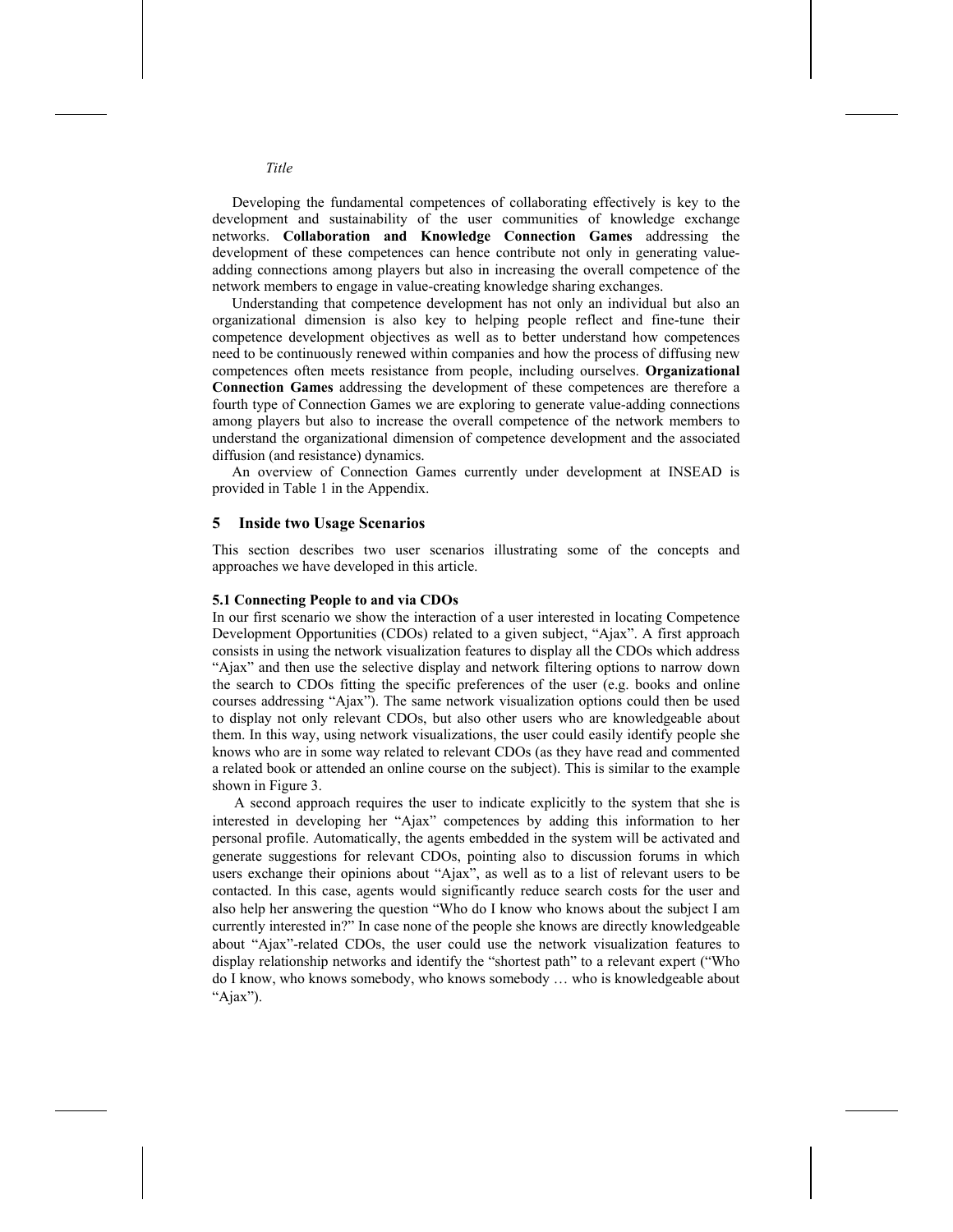Developing the fundamental competences of collaborating effectively is key to the development and sustainability of the user communities of knowledge exchange networks. **Collaboration and Knowledge Connection Games** addressing the development of these competences can hence contribute not only in generating value-adding connections among players but also in increasing the overall competence of the network members to engage in value-creating knowledge sharing exchanges.

Understanding that competence development has not only an individual but also an organizational dimension is also key to helping people reflect and fine-tune their competence development objectives as well as to better understand how competences need to be continuously renewed within companies and how the process of diffusing new competences often meets resistance from people, including ourselves. **Organizational Connection Games** addressing the development of these competences are therefore a fourth type of Connection Games we are exploring to generate value-adding connections among players but also to increase the overall competence of the network members to understand the organizational dimension of competence development and the associated diffusion (and resistance) dynamics.

An overview of Connection Games currently under development at INSEAD is provided in Table 1 in the Appendix.

## 5 Inside two Usage Scenarios

This section describes two user scenarios illustrating some of the concepts and approaches we have developed in this article.

### 5.1 Connecting People to and via CDOs

In our first scenario we show the interaction of a user interested in locating Competence Development Opportunities (CDOs) related to a given subject, "Ajax". A first approach consists in using the network visualization features to display all the CDOs which address "Ajax" and then use the selective display and network filtering options to narrow down the search to CDOs fitting the specific preferences of the user (e.g. books and online courses addressing "Ajax"). The same network visualization options could then be used to display not only relevant CDOs, but also other users who are knowledgeable about them. In this way, using network visualizations, the user could easily identify people she knows who are in some way related to relevant CDOs (as they have read and commented a related book or attended an online course on the subject). This is similar to the example shown in Figure 3.

A second approach requires the user to indicate explicitly to the system that she is interested in developing her "Ajax" competences by adding this information to her personal profile. Automatically, the agents embedded in the system will be activated and generate suggestions for relevant CDOs, pointing also to discussion forums in which users exchange their opinions about "Ajax", as well as to a list of relevant users to be contacted. In this case, agents would significantly reduce search costs for the user and also help her answering the question "Who do I know who knows about the subject I am currently interested in?" In case none of the people she knows are directly knowledgeable about "Ajax"-related CDOs, the user could use the network visualization features to display relationship networks and identify the "shortest path" to a relevant expert ("Who do I know, who knows somebody, who knows somebody … who is knowledgeable about "Ajax").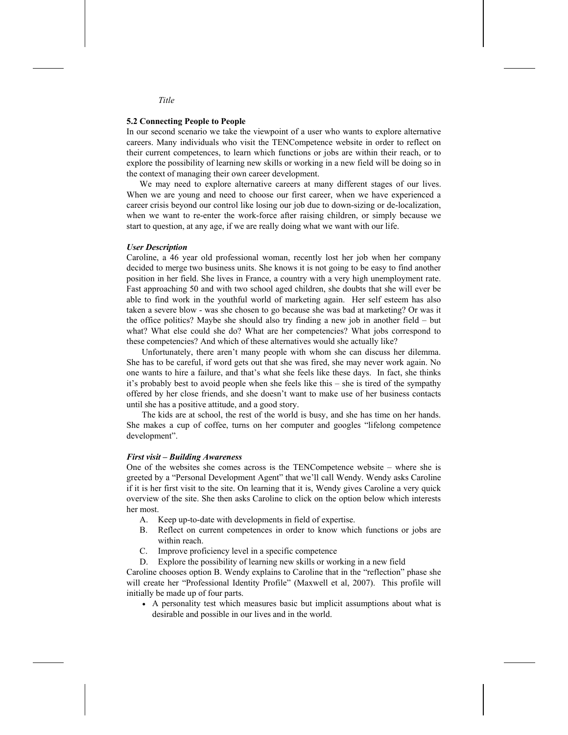### 5.2 Connecting People to People

In our second scenario we take the viewpoint of a user who wants to explore alternative careers. Many individuals who visit the TENCompetence website in order to reflect on their current competences, to learn which functions or jobs are within their reach, or to explore the possibility of learning new skills or working in a new field will be doing so in the context of managing their own career development.

We may need to explore alternative careers at many different stages of our lives. When we are young and need to choose our first career, when we have experienced a career crisis beyond our control like losing our job due to down-sizing or de-localization, when we want to re-enter the work-force after raising children, or simply because we start to question, at any age, if we are really doing what we want with our life.

***User Description***

Caroline, a 46 year old professional woman, recently lost her job when her company decided to merge two business units. She knows it is not going to be easy to find another position in her field. She lives in France, a country with a very high unemployment rate. Fast approaching 50 and with two school aged children, she doubts that she will ever be able to find work in the youthful world of marketing again. Her self esteem has also taken a severe blow - was she chosen to go because she was bad at marketing? Or was it the office politics? Maybe she should also try finding a new job in another field – but what? What else could she do? What are her competencies? What jobs correspond to these competencies? And which of these alternatives would she actually like?

Unfortunately, there aren't many people with whom she can discuss her dilemma. She has to be careful, if word gets out that she was fired, she may never work again. No one wants to hire a failure, and that's what she feels like these days. In fact, she thinks it's probably best to avoid people when she feels like this – she is tired of the sympathy offered by her close friends, and she doesn't want to make use of her business contacts until she has a positive attitude, and a good story.

The kids are at school, the rest of the world is busy, and she has time on her hands. She makes a cup of coffee, turns on her computer and googles "lifelong competence development".

***First visit – Building Awareness***

One of the websites she comes across is the TENCompetence website – where she is greeted by a "Personal Development Agent" that we'll call Wendy. Wendy asks Caroline if it is her first visit to the site. On learning that it is, Wendy gives Caroline a very quick overview of the site. She then asks Caroline to click on the option below which interests her most.

A. Keep up-to-date with developments in field of expertise.
B. Reflect on current competences in order to know which functions or jobs are within reach.
C. Improve proficiency level in a specific competence
D. Explore the possibility of learning new skills or working in a new field

Caroline chooses option B. Wendy explains to Caroline that in the "reflection" phase she will create her "Professional Identity Profile" (Maxwell et al, 2007). This profile will initially be made up of four parts.

- A personality test which measures basic but implicit assumptions about what is desirable and possible in our lives and in the world.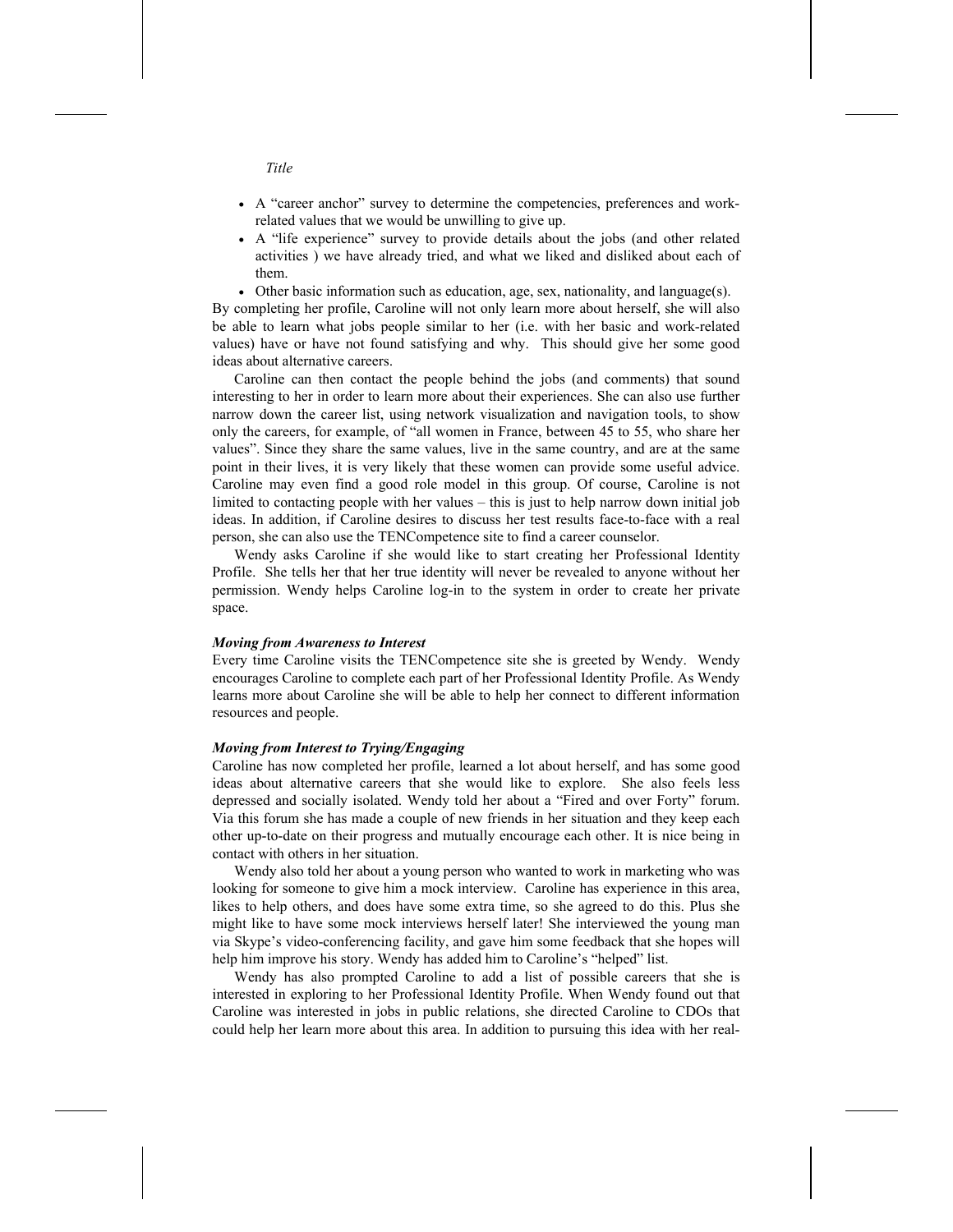- A "career anchor" survey to determine the competencies, preferences and work-related values that we would be unwilling to give up.
- A "life experience" survey to provide details about the jobs (and other related activities ) we have already tried, and what we liked and disliked about each of them.
- Other basic information such as education, age, sex, nationality, and language(s).

By completing her profile, Caroline will not only learn more about herself, she will also be able to learn what jobs people similar to her (i.e. with her basic and work-related values) have or have not found satisfying and why. This should give her some good ideas about alternative careers.

Caroline can then contact the people behind the jobs (and comments) that sound interesting to her in order to learn more about their experiences. She can also use further narrow down the career list, using network visualization and navigation tools, to show only the careers, for example, of "all women in France, between 45 to 55, who share her values". Since they share the same values, live in the same country, and are at the same point in their lives, it is very likely that these women can provide some useful advice. Caroline may even find a good role model in this group. Of course, Caroline is not limited to contacting people with her values – this is just to help narrow down initial job ideas. In addition, if Caroline desires to discuss her test results face-to-face with a real person, she can also use the TENCompetence site to find a career counselor.

Wendy asks Caroline if she would like to start creating her Professional Identity Profile. She tells her that her true identity will never be revealed to anyone without her permission. Wendy helps Caroline log-in to the system in order to create her private space.

***Moving from Awareness to Interest***

Every time Caroline visits the TENCompetence site she is greeted by Wendy. Wendy encourages Caroline to complete each part of her Professional Identity Profile. As Wendy learns more about Caroline she will be able to help her connect to different information resources and people.

***Moving from Interest to Trying/Engaging***

Caroline has now completed her profile, learned a lot about herself, and has some good ideas about alternative careers that she would like to explore. She also feels less depressed and socially isolated. Wendy told her about a "Fired and over Forty" forum. Via this forum she has made a couple of new friends in her situation and they keep each other up-to-date on their progress and mutually encourage each other. It is nice being in contact with others in her situation.

Wendy also told her about a young person who wanted to work in marketing who was looking for someone to give him a mock interview. Caroline has experience in this area, likes to help others, and does have some extra time, so she agreed to do this. Plus she might like to have some mock interviews herself later! She interviewed the young man via Skype's video-conferencing facility, and gave him some feedback that she hopes will help him improve his story. Wendy has added him to Caroline's "helped" list.

Wendy has also prompted Caroline to add a list of possible careers that she is interested in exploring to her Professional Identity Profile. When Wendy found out that Caroline was interested in jobs in public relations, she directed Caroline to CDOs that could help her learn more about this area. In addition to pursuing this idea with her real-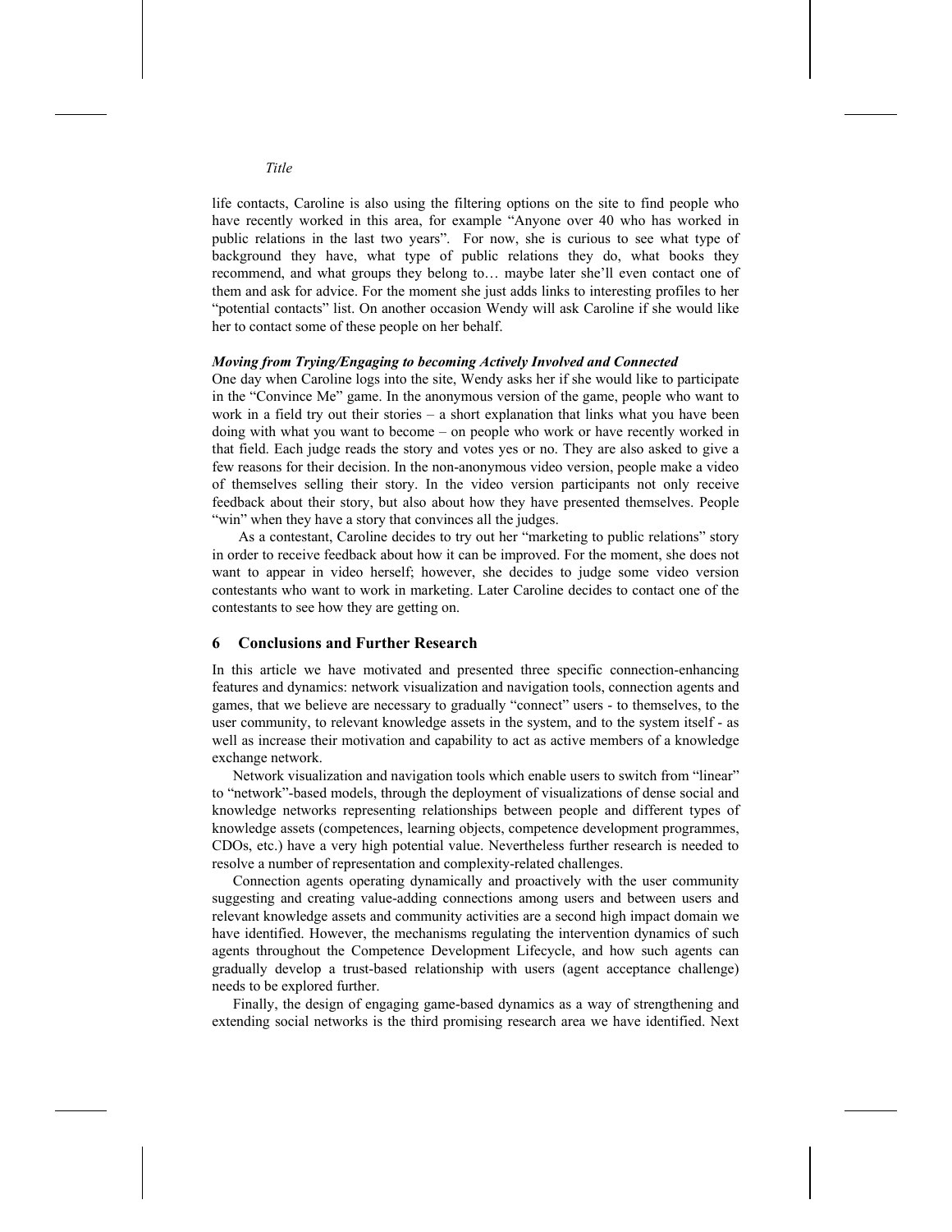life contacts, Caroline is also using the filtering options on the site to find people who have recently worked in this area, for example "Anyone over 40 who has worked in public relations in the last two years". For now, she is curious to see what type of background they have, what type of public relations they do, what books they recommend, and what groups they belong to… maybe later she'll even contact one of them and ask for advice. For the moment she just adds links to interesting profiles to her "potential contacts" list. On another occasion Wendy will ask Caroline if she would like her to contact some of these people on her behalf.

***Moving from Trying/Engaging to becoming Actively Involved and Connected***

One day when Caroline logs into the site, Wendy asks her if she would like to participate in the "Convince Me" game. In the anonymous version of the game, people who want to work in a field try out their stories – a short explanation that links what you have been doing with what you want to become – on people who work or have recently worked in that field. Each judge reads the story and votes yes or no. They are also asked to give a few reasons for their decision. In the non-anonymous video version, people make a video of themselves selling their story. In the video version participants not only receive feedback about their story, but also about how they have presented themselves. People "win" when they have a story that convinces all the judges.

As a contestant, Caroline decides to try out her "marketing to public relations" story in order to receive feedback about how it can be improved. For the moment, she does not want to appear in video herself; however, she decides to judge some video version contestants who want to work in marketing. Later Caroline decides to contact one of the contestants to see how they are getting on.

## 6 Conclusions and Further Research

In this article we have motivated and presented three specific connection-enhancing features and dynamics: network visualization and navigation tools, connection agents and games, that we believe are necessary to gradually "connect" users - to themselves, to the user community, to relevant knowledge assets in the system, and to the system itself - as well as increase their motivation and capability to act as active members of a knowledge exchange network.

Network visualization and navigation tools which enable users to switch from "linear" to "network"-based models, through the deployment of visualizations of dense social and knowledge networks representing relationships between people and different types of knowledge assets (competences, learning objects, competence development programmes, CDOs, etc.) have a very high potential value. Nevertheless further research is needed to resolve a number of representation and complexity-related challenges.

Connection agents operating dynamically and proactively with the user community suggesting and creating value-adding connections among users and between users and relevant knowledge assets and community activities are a second high impact domain we have identified. However, the mechanisms regulating the intervention dynamics of such agents throughout the Competence Development Lifecycle, and how such agents can gradually develop a trust-based relationship with users (agent acceptance challenge) needs to be explored further.

Finally, the design of engaging game-based dynamics as a way of strengthening and extending social networks is the third promising research area we have identified. Next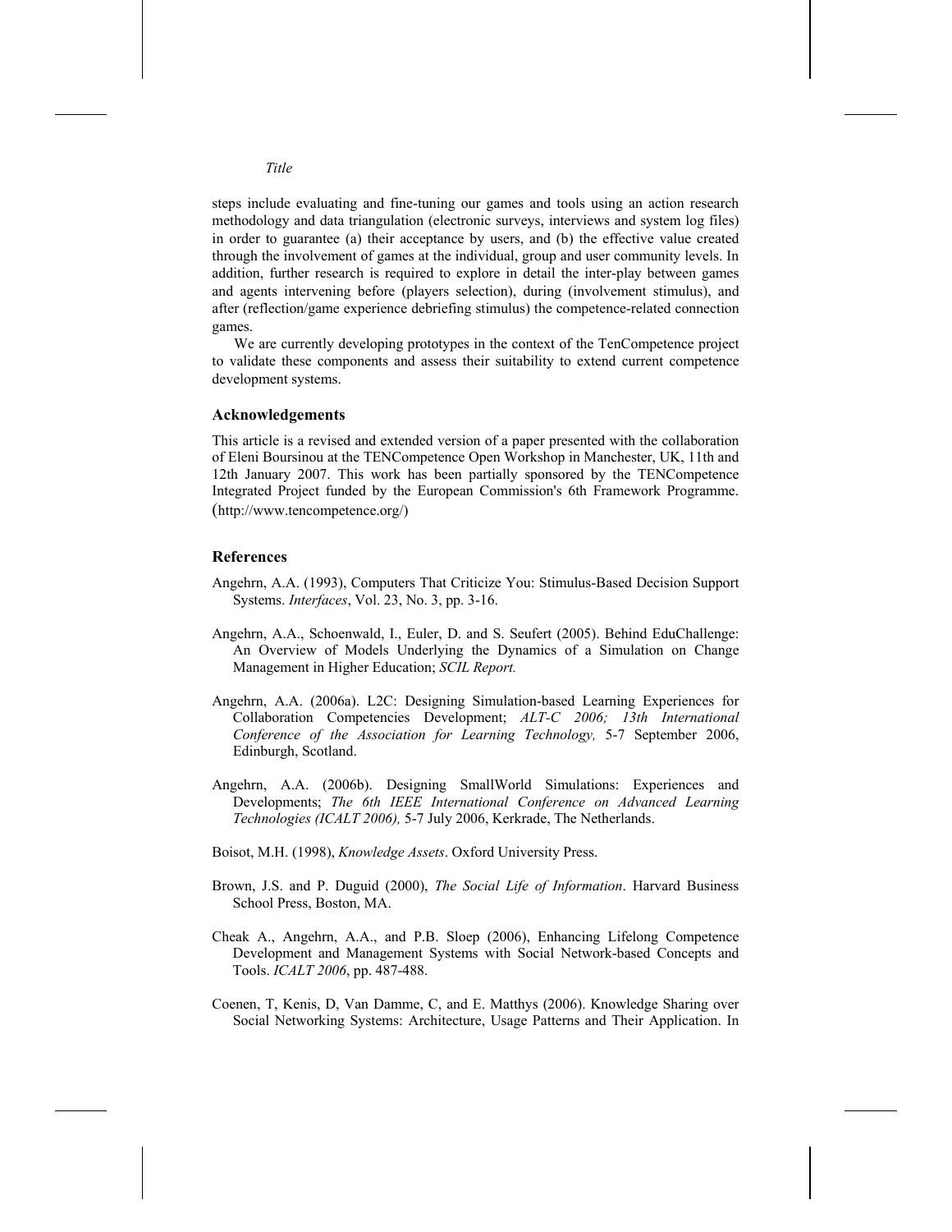steps include evaluating and fine-tuning our games and tools using an action research methodology and data triangulation (electronic surveys, interviews and system log files) in order to guarantee (a) their acceptance by users, and (b) the effective value created through the involvement of games at the individual, group and user community levels. In addition, further research is required to explore in detail the inter-play between games and agents intervening before (players selection), during (involvement stimulus), and after (reflection/game experience debriefing stimulus) the competence-related connection games.

We are currently developing prototypes in the context of the TenCompetence project to validate these components and assess their suitability to extend current competence development systems.

### Acknowledgements

This article is a revised and extended version of a paper presented with the collaboration of Eleni Boursinou at the TENCompetence Open Workshop in Manchester, UK, 11th and 12th January 2007. This work has been partially sponsored by the TENCompetence Integrated Project funded by the European Commission's 6th Framework Programme. (http://www.tencompetence.org/)

### References

Angehrn, A.A. (1993), Computers That Criticize You: Stimulus-Based Decision Support Systems. *Interfaces*, Vol. 23, No. 3, pp. 3-16.

Angehrn, A.A., Schoenwald, I., Euler, D. and S. Seufert (2005). Behind EduChallenge: An Overview of Models Underlying the Dynamics of a Simulation on Change Management in Higher Education; *SCIL Report.*

Angehrn, A.A. (2006a). L2C: Designing Simulation-based Learning Experiences for Collaboration Competencies Development; *ALT-C 2006; 13th International Conference of the Association for Learning Technology,* 5-7 September 2006, Edinburgh, Scotland.

Angehrn, A.A. (2006b). Designing SmallWorld Simulations: Experiences and Developments; *The 6th IEEE International Conference on Advanced Learning Technologies (ICALT 2006),* 5-7 July 2006, Kerkrade, The Netherlands.

Boisot, M.H. (1998), *Knowledge Assets*. Oxford University Press.

Brown, J.S. and P. Duguid (2000), *The Social Life of Information*. Harvard Business School Press, Boston, MA.

Cheak A., Angehrn, A.A., and P.B. Sloep (2006), Enhancing Lifelong Competence Development and Management Systems with Social Network-based Concepts and Tools. *ICALT 2006*, pp. 487-488.

Coenen, T, Kenis, D, Van Damme, C, and E. Matthys (2006). Knowledge Sharing over Social Networking Systems: Architecture, Usage Patterns and Their Application. In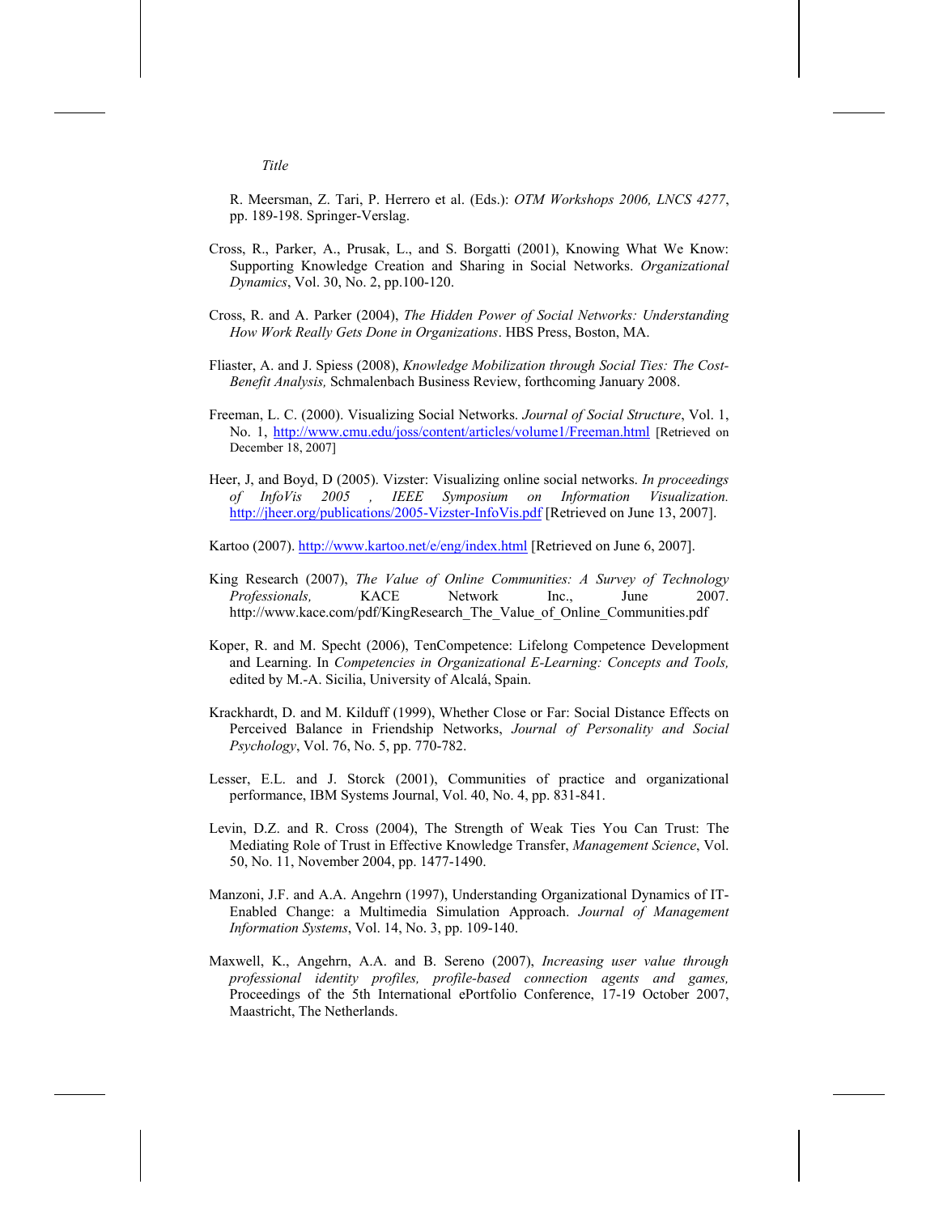R. Meersman, Z. Tari, P. Herrero et al. (Eds.): *OTM Workshops 2006, LNCS 4277*, pp. 189-198. Springer-Verslag.

Cross, R., Parker, A., Prusak, L., and S. Borgatti (2001), Knowing What We Know: Supporting Knowledge Creation and Sharing in Social Networks. *Organizational Dynamics*, Vol. 30, No. 2, pp.100-120.

Cross, R. and A. Parker (2004), *The Hidden Power of Social Networks: Understanding How Work Really Gets Done in Organizations*. HBS Press, Boston, MA.

Fliaster, A. and J. Spiess (2008), *Knowledge Mobilization through Social Ties: The Cost-Benefit Analysis,* Schmalenbach Business Review, forthcoming January 2008.

Freeman, L. C. (2000). Visualizing Social Networks. *Journal of Social Structure*, Vol. 1, No. 1, http://www.cmu.edu/joss/content/articles/volume1/Freeman.html [Retrieved on December 18, 2007]

Heer, J, and Boyd, D (2005). Vizster: Visualizing online social networks. *In proceedings of InfoVis 2005 , IEEE Symposium on Information Visualization.* http://jheer.org/publications/2005-Vizster-InfoVis.pdf [Retrieved on June 13, 2007].

Kartoo (2007). http://www.kartoo.net/e/eng/index.html [Retrieved on June 6, 2007].

King Research (2007), *The Value of Online Communities: A Survey of Technology Professionals,* KACE Network Inc., June 2007. http://www.kace.com/pdf/KingResearch_The_Value_of_Online_Communities.pdf

Koper, R. and M. Specht (2006), TenCompetence: Lifelong Competence Development and Learning. In *Competencies in Organizational E-Learning: Concepts and Tools,* edited by M.-A. Sicilia, University of Alcalá, Spain.

Krackhardt, D. and M. Kilduff (1999), Whether Close or Far: Social Distance Effects on Perceived Balance in Friendship Networks, *Journal of Personality and Social Psychology*, Vol. 76, No. 5, pp. 770-782.

Lesser, E.L. and J. Storck (2001), Communities of practice and organizational performance, IBM Systems Journal, Vol. 40, No. 4, pp. 831-841.

Levin, D.Z. and R. Cross (2004), The Strength of Weak Ties You Can Trust: The Mediating Role of Trust in Effective Knowledge Transfer, *Management Science*, Vol. 50, No. 11, November 2004, pp. 1477-1490.

Manzoni, J.F. and A.A. Angehrn (1997), Understanding Organizational Dynamics of IT-Enabled Change: a Multimedia Simulation Approach. *Journal of Management Information Systems*, Vol. 14, No. 3, pp. 109-140.

Maxwell, K., Angehrn, A.A. and B. Sereno (2007), *Increasing user value through professional identity profiles, profile-based connection agents and games,* Proceedings of the 5th International ePortfolio Conference, 17-19 October 2007, Maastricht, The Netherlands.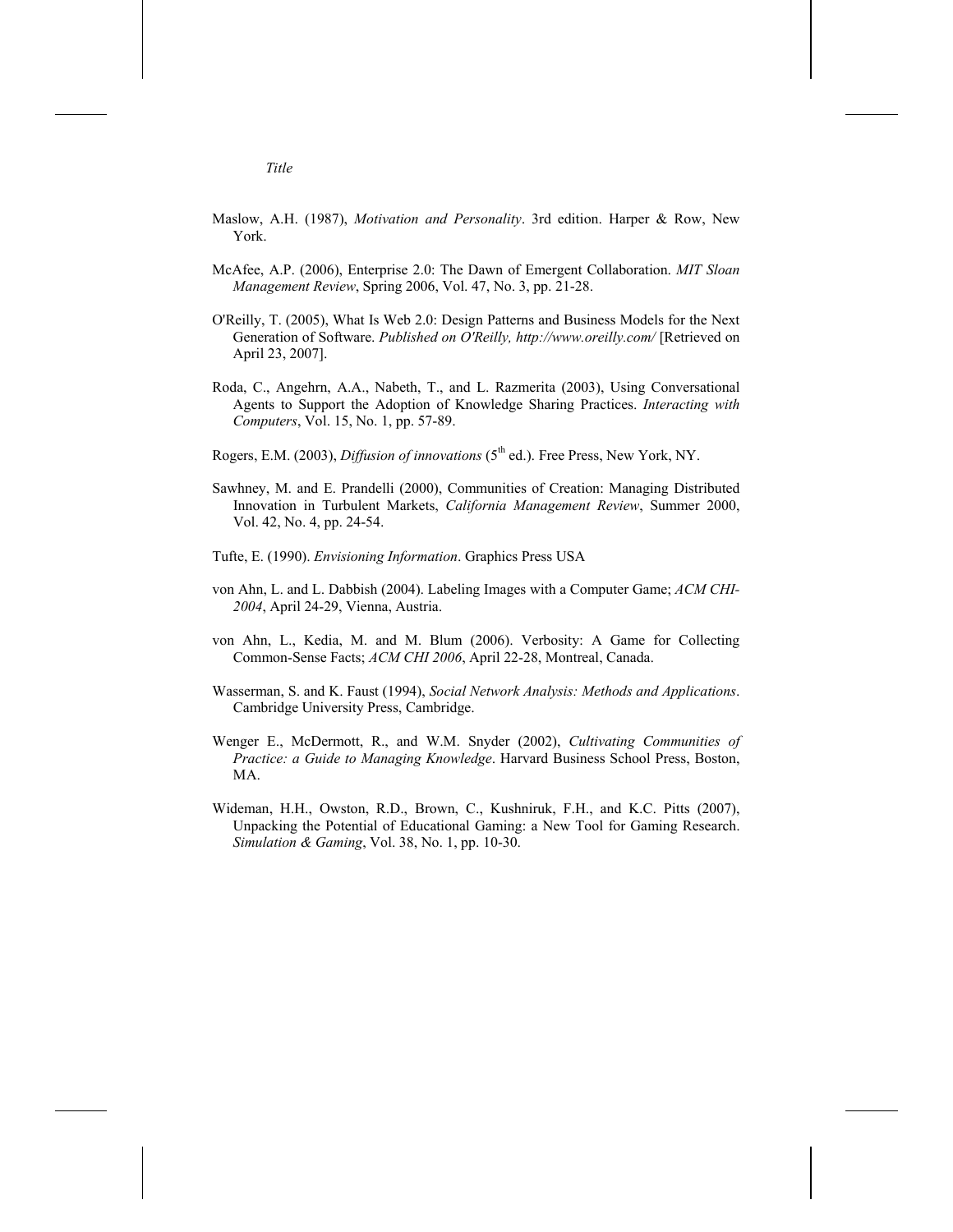Maslow, A.H. (1987), *Motivation and Personality*. 3rd edition. Harper & Row, New York.

McAfee, A.P. (2006), Enterprise 2.0: The Dawn of Emergent Collaboration. *MIT Sloan Management Review*, Spring 2006, Vol. 47, No. 3, pp. 21-28.

O'Reilly, T. (2005), What Is Web 2.0: Design Patterns and Business Models for the Next Generation of Software. *Published on O'Reilly, http://www.oreilly.com/* [Retrieved on April 23, 2007].

Roda, C., Angehrn, A.A., Nabeth, T., and L. Razmerita (2003), Using Conversational Agents to Support the Adoption of Knowledge Sharing Practices. *Interacting with Computers*, Vol. 15, No. 1, pp. 57-89.

Rogers, E.M. (2003), *Diffusion of innovations* (5th ed.). Free Press, New York, NY.

Sawhney, M. and E. Prandelli (2000), Communities of Creation: Managing Distributed Innovation in Turbulent Markets, *California Management Review*, Summer 2000, Vol. 42, No. 4, pp. 24-54.

Tufte, E. (1990). *Envisioning Information*. Graphics Press USA

von Ahn, L. and L. Dabbish (2004). Labeling Images with a Computer Game; *ACM CHI-2004*, April 24-29, Vienna, Austria.

von Ahn, L., Kedia, M. and M. Blum (2006). Verbosity: A Game for Collecting Common-Sense Facts; *ACM CHI 2006*, April 22-28, Montreal, Canada.

Wasserman, S. and K. Faust (1994), *Social Network Analysis: Methods and Applications*. Cambridge University Press, Cambridge.

Wenger E., McDermott, R., and W.M. Snyder (2002), *Cultivating Communities of Practice: a Guide to Managing Knowledge*. Harvard Business School Press, Boston, MA.

Wideman, H.H., Owston, R.D., Brown, C., Kushniruk, F.H., and K.C. Pitts (2007), Unpacking the Potential of Educational Gaming: a New Tool for Gaming Research. *Simulation & Gaming*, Vol. 38, No. 1, pp. 10-30.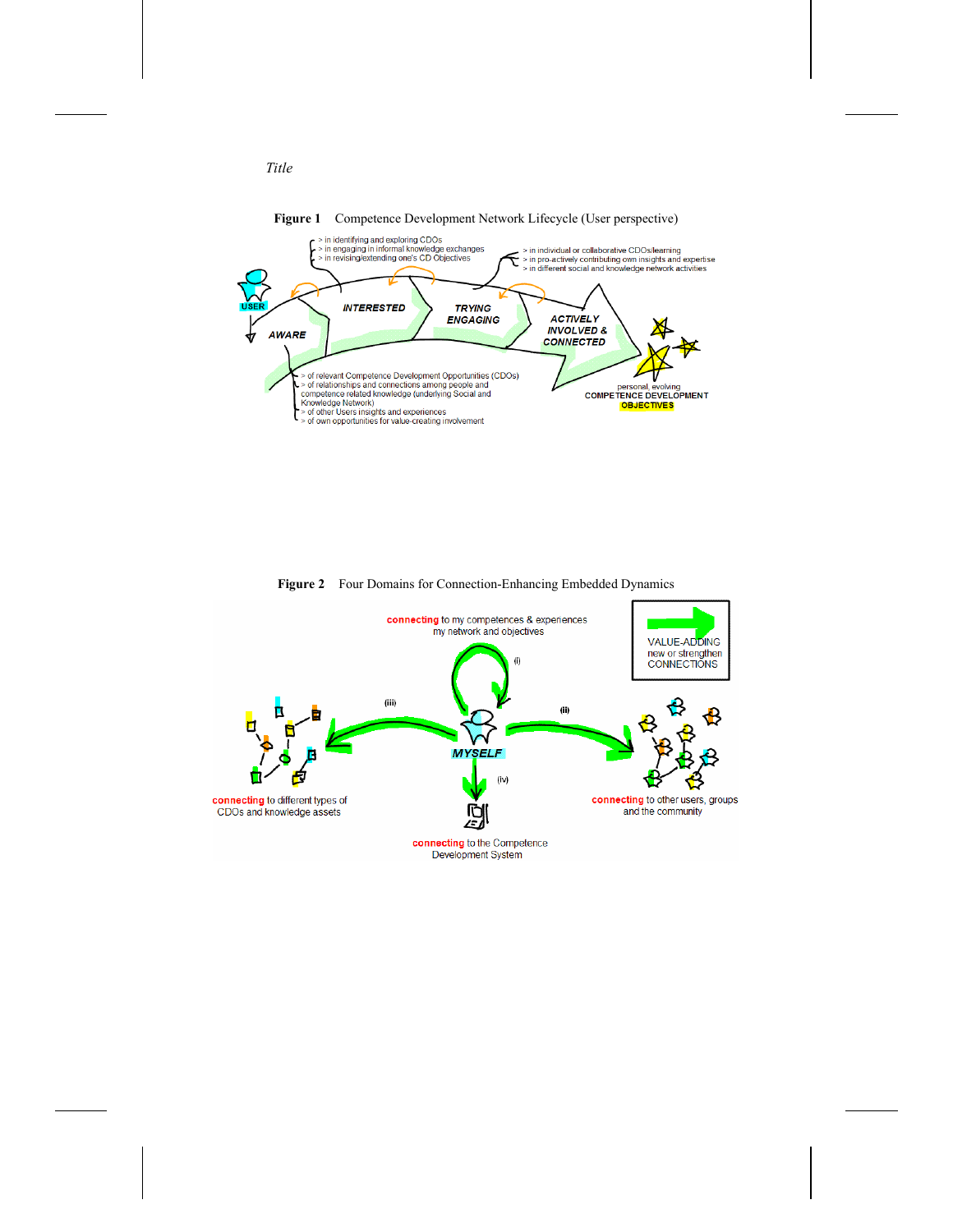**Figure 1** Competence Development Network Lifecycle (User perspective)

USER

AWARE

> of relevant Competence Development Opportunities (CDOs)
> of relationships and connections among people and competence related knowledge (underlying Social and Knowledge Network)
> of other Users insights and experiences
> of own opportunities for value-creating involvement

INTERESTED

> in identifying and exploring CDOs
> in engaging in informal knowledge exchanges
> in revising/extending one's CD Objectives

TRYING ENGAGING

> in individual or collaborative CDOs/learning
> in pro-actively contributing own insights and expertise
> in different social and knowledge network activities

ACTIVELY INVOLVED & CONNECTED

personal, evolving COMPETENCE DEVELOPMENT OBJECTIVES

**Figure 2** Four Domains for Connection-Enhancing Embedded Dynamics

connecting to my competences & experiences my network and objectives (i)

connecting to other users, groups and the community (ii)

connecting to different types of CDOs and knowledge assets (iii)

connecting to the Competence Development System (iv)

MYSELF

VALUE-ADDING new or strengthen CONNECTIONS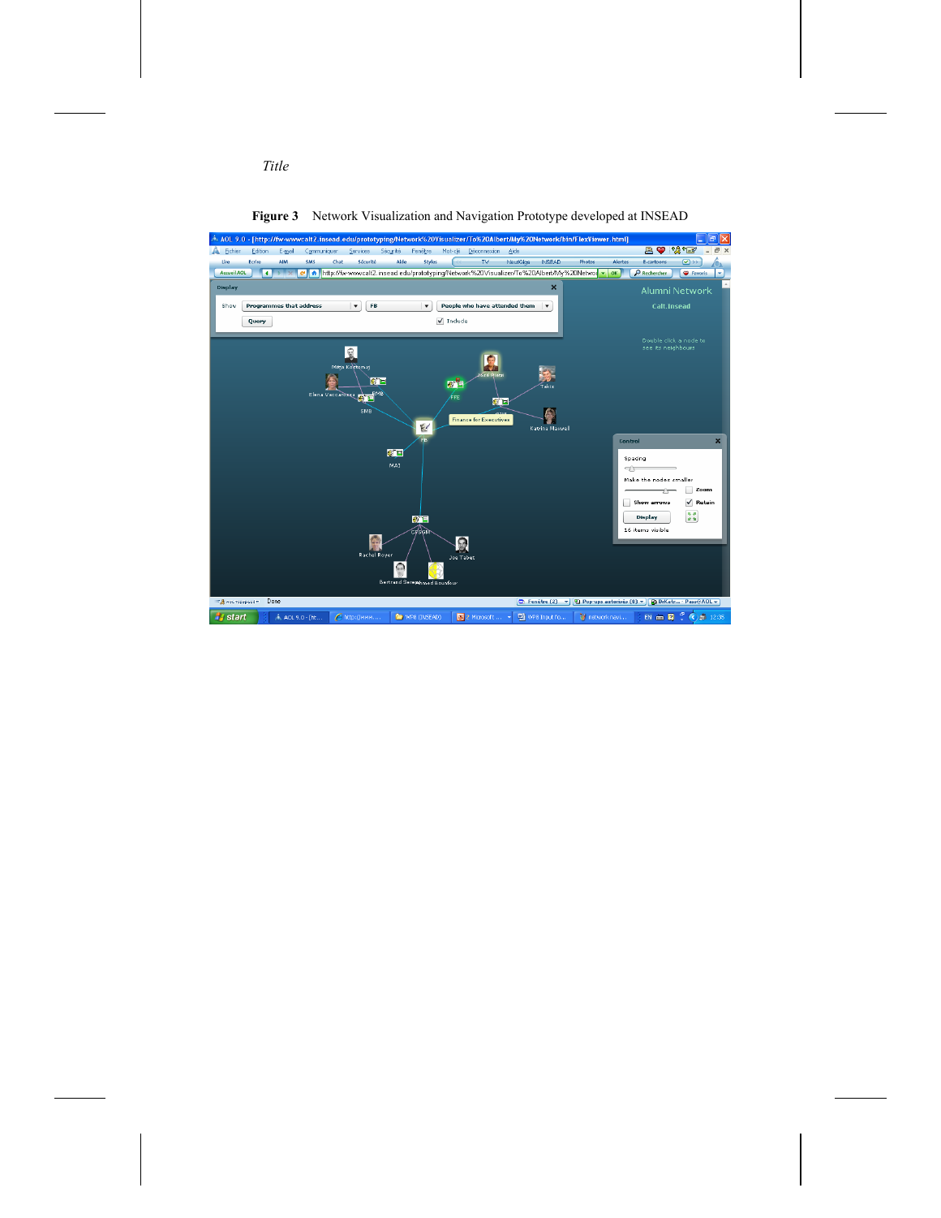**Figure 3** Network Visualization and Navigation Prototype developed at INSEAD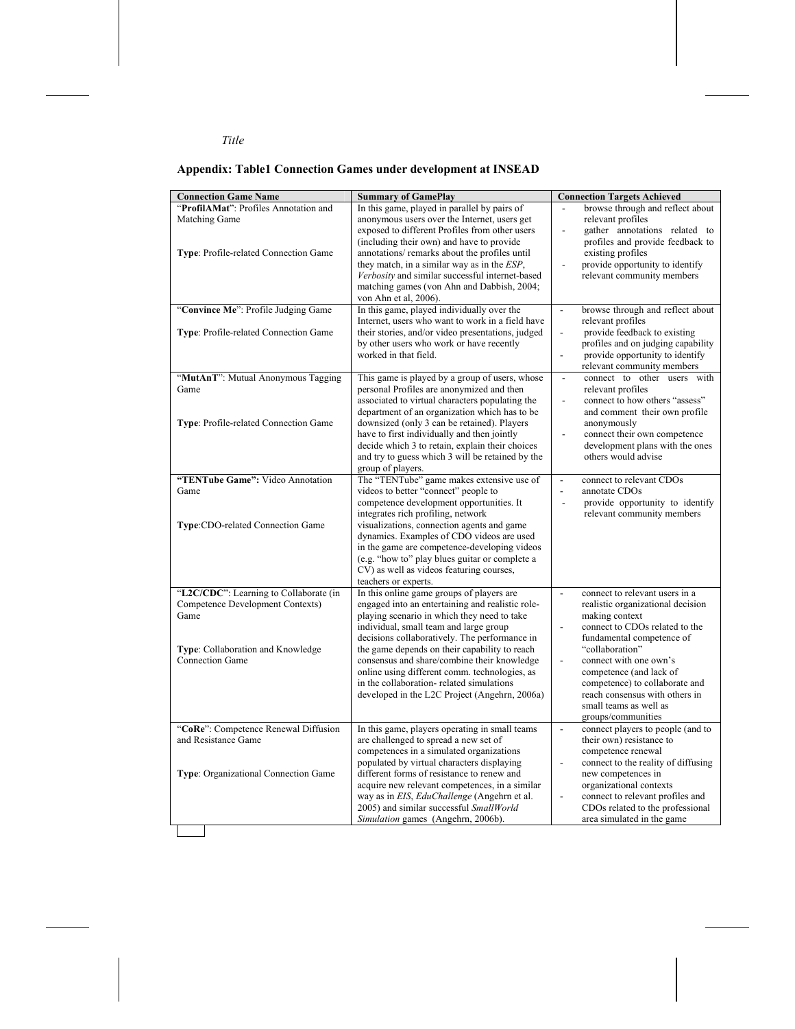## Appendix: Table1 Connection Games under development at INSEAD

| Connection Game Name | Summary of GamePlay | Connection Targets Achieved |
|---|---|---|
| "**ProfilAMat**": Profiles Annotation and Matching Game<br><br>**Type**: Profile-related Connection Game | In this game, played in parallel by pairs of anonymous users over the Internet, users get exposed to different Profiles from other users (including their own) and have to provide annotations/ remarks about the profiles until they match, in a similar way as in the *ESP*, *Verbosity* and similar successful internet-based matching games (von Ahn and Dabbish, 2004; von Ahn et al, 2006). | - browse through and reflect about relevant profiles<br>- gather annotations related to profiles and provide feedback to existing profiles<br>- provide opportunity to identify relevant community members |
| "**Convince Me**": Profile Judging Game<br><br>**Type**: Profile-related Connection Game | In this game, played individually over the Internet, users who want to work in a field have their stories, and/or video presentations, judged by other users who work or have recently worked in that field. | - browse through and reflect about relevant profiles<br>- provide feedback to existing profiles and on judging capability<br>- provide opportunity to identify relevant community members |
| "**MutAnT**": Mutual Anonymous Tagging Game<br><br>**Type**: Profile-related Connection Game | This game is played by a group of users, whose personal Profiles are anonymized and then associated to virtual characters populating the department of an organization which has to be downsized (only 3 can be retained). Players have to first individually and then jointly decide which 3 to retain, explain their choices and try to guess which 3 will be retained by the group of players. | - connect to other users with relevant profiles<br>- connect to how others "assess" and comment their own profile anonymously<br>- connect their own competence development plans with the ones others would advise |
| **"TENTube Game":** Video Annotation Game<br><br>**Type**:CDO-related Connection Game | The "TENTube" game makes extensive use of videos to better "connect" people to competence development opportunities. It integrates rich profiling, network visualizations, connection agents and game dynamics. Examples of CDO videos are used in the game are competence-developing videos (e.g. "how to" play blues guitar or complete a CV) as well as videos featuring courses, teachers or experts. | - connect to relevant CDOs<br>- annotate CDOs<br>- provide opportunity to identify relevant community members |
| "**L2C/CDC**": Learning to Collaborate (in Competence Development Contexts) Game<br><br>**Type**: Collaboration and Knowledge Connection Game | In this online game groups of players are engaged into an entertaining and realistic role-playing scenario in which they need to take individual, small team and large group decisions collaboratively. The performance in the game depends on their capability to reach consensus and share/combine their knowledge online using different comm. technologies, as in the collaboration- related simulations developed in the L2C Project (Angehrn, 2006a) | - connect to relevant users in a realistic organizational decision making context<br>- connect to CDOs related to the fundamental competence of "collaboration"<br>- connect with one own's competence (and lack of competence) to collaborate and reach consensus with others in small teams as well as groups/communities |
| "**CoRe**": Competence Renewal Diffusion and Resistance Game<br><br>**Type**: Organizational Connection Game | In this game, players operating in small teams are challenged to spread a new set of competences in a simulated organizations populated by virtual characters displaying different forms of resistance to renew and acquire new relevant competences, in a similar way as in *EIS*, *EduChallenge* (Angehrn et al. 2005) and similar successful *SmallWorld Simulation* games (Angehrn, 2006b). | - connect players to people (and to their own) resistance to competence renewal<br>- connect to the reality of diffusing new competences in organizational contexts<br>- connect to relevant profiles and CDOs related to the professional area simulated in the game |